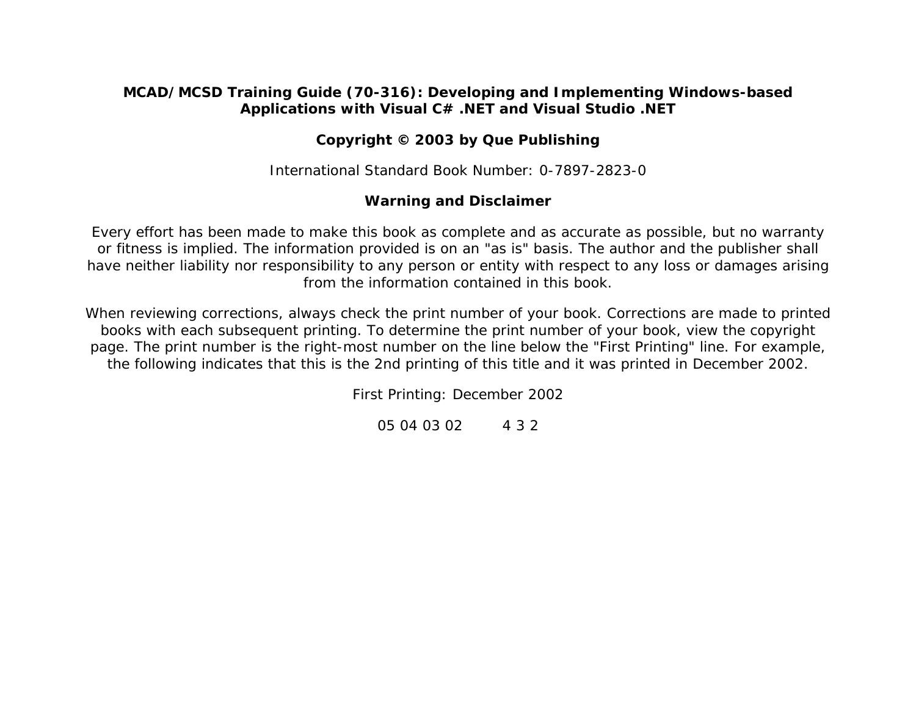**MCAD/MCSD Training Guide (70-316): Developing and Implementing Windows-based Applications with Visual C# .NET and Visual Studio .NET**

**Copyright © 2003 by Que Publishing**

International Standard Book Number: 0-7897-2823-0

**Warning and Disclaimer**

Every effort has been made to make this book as complete and as accurate as possible, but no warranty or fitness is implied. The information provided is on an "as is" basis. The author and the publisher shall have neither liability nor responsibility to any person or entity with respect to any loss or damages arising from the information contained in this book.

When reviewing corrections, always check the print number of your book. Corrections are made to printed books with each subsequent printing. To determine the print number of your book, view the copyright page. The print number is the right-most number on the line below the "First Printing" line. For example, the following indicates that this is the 2nd printing of this title and it was printed in December 2002.

First Printing: December 2002

05 04 03 02        4 3 2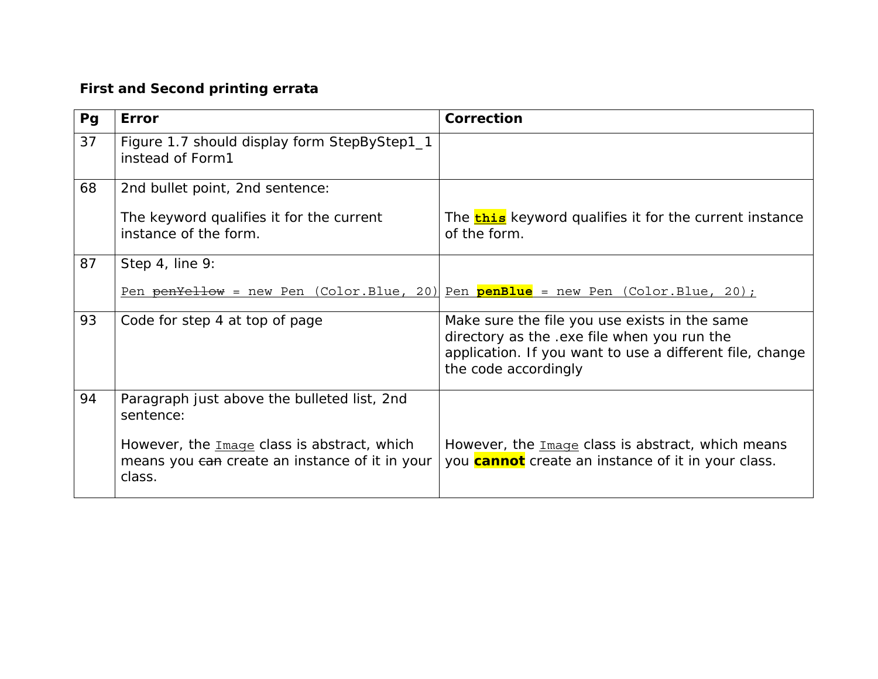**First and Second printing errata**

| Pg | Error | Correction |
|---|---|---|
| 37 | Figure 1.7 should display form StepByStep1_1 instead of Form1 | |
| 68 | 2nd bullet point, 2nd sentence:<br><br>The keyword qualifies it for the current instance of the form. | The **this** keyword qualifies it for the current instance of the form. |
| 87 | Step 4, line 9:<br><br>`Pen ~~penYellow~~ = new Pen (Color.Blue, 20)` | `Pen` **`penBlue`** `= new Pen (Color.Blue, 20);` |
| 93 | Code for step 4 at top of page | Make sure the file you use exists in the same directory as the .exe file when you run the application. If you want to use a different file, change the code accordingly |
| 94 | Paragraph just above the bulleted list, 2nd sentence:<br><br>However, the `Image` class is abstract, which means you ~~can~~ create an instance of it in your class. | However, the `Image` class is abstract, which means you **cannot** create an instance of it in your class. |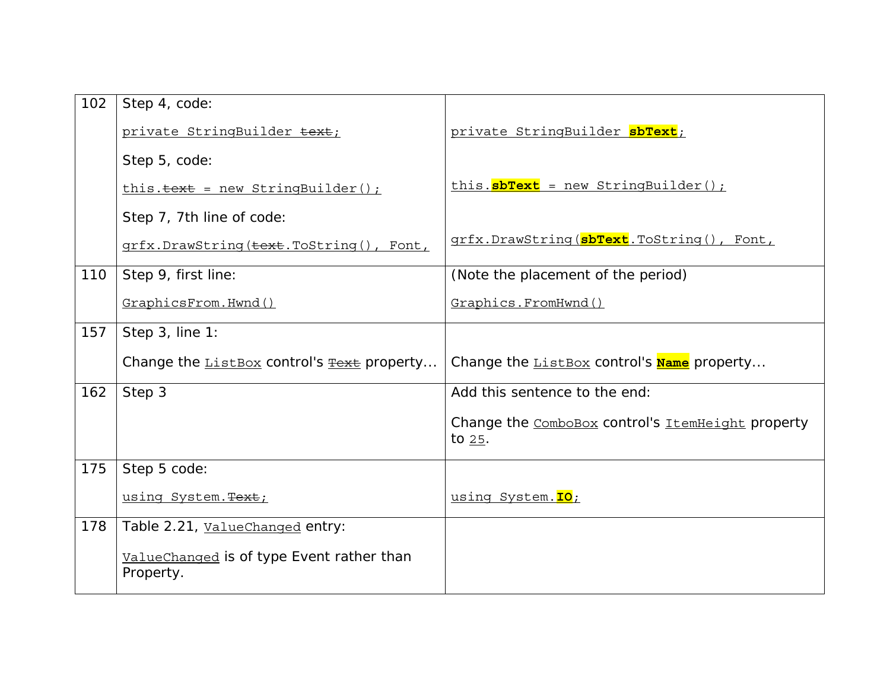| | | |
|---|---|---|
| 102 | Step 4, code:<br><br>`private StringBuilder ~~text~~;`<br><br>Step 5, code:<br><br>`this.~~text~~ = new StringBuilder();`<br><br>Step 7, 7th line of code:<br><br>`grfx.DrawString(~~text~~.ToString(), Font,` | `private StringBuilder` **`sbText`**`;`<br><br>`this.`**`sbText`**` = new StringBuilder();`<br><br>`grfx.DrawString(`**`sbText`**`.ToString(), Font,` |
| 110 | Step 9, first line:<br><br>`GraphicsFrom.Hwnd()` | (Note the placement of the period)<br><br>`Graphics.FromHwnd()` |
| 157 | Step 3, line 1:<br><br>Change the `ListBox` control's ~~`Text`~~ property… | Change the `ListBox` control's **`Name`** property… |
| 162 | Step 3 | Add this sentence to the end:<br><br>Change the `ComboBox` control's `ItemHeight` property to `25`. |
| 175 | Step 5 code:<br><br>`using System.~~Text~~;` | `using System.`**`IO`**`;` |
| 178 | Table 2.21, `ValueChanged` entry:<br><br>`ValueChanged` is of type Event rather than Property. | |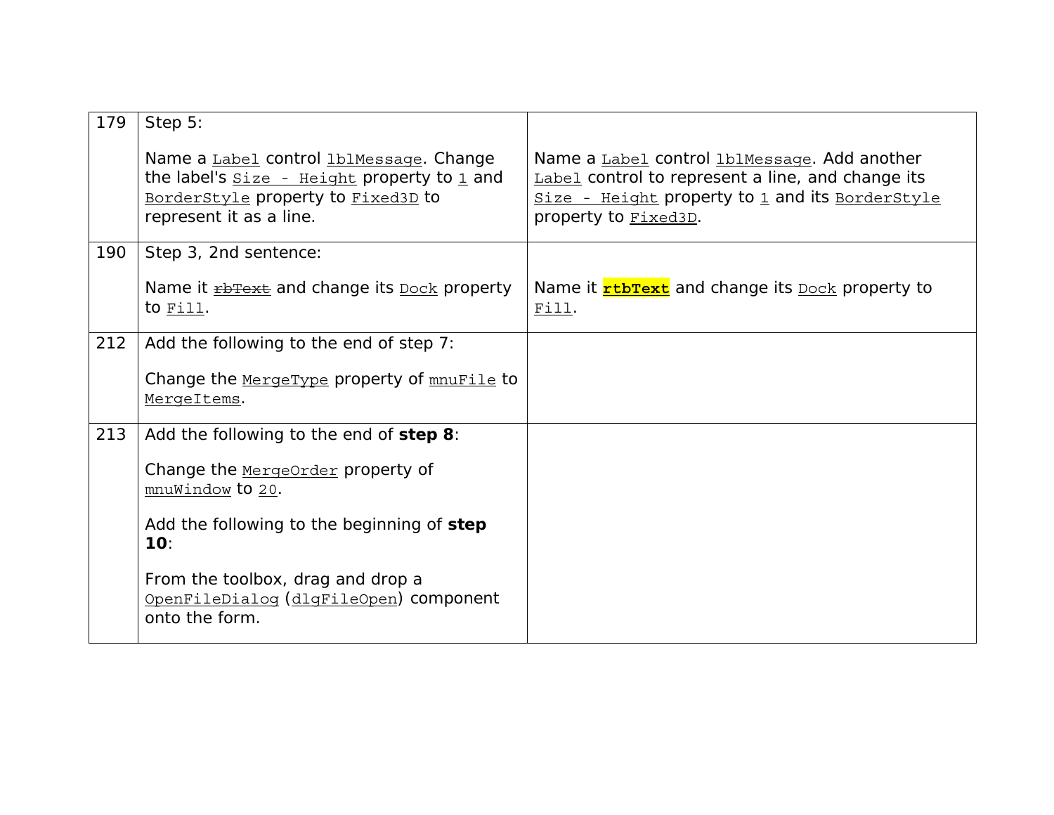| 179 | Step 5:<br><br>Name a `Label` control `lblMessage`. Change the label's `Size - Height` property to `1` and `BorderStyle` property to `Fixed3D` to represent it as a line. | <br><br>Name a `Label` control `lblMessage`. Add another `Label` control to represent a line, and change its `Size - Height` property to `1` and its `BorderStyle` property to `Fixed3D`. |
|---|---|---|
| 190 | Step 3, 2nd sentence:<br><br>Name it ~~`rbText`~~ and change its `Dock` property to `Fill`. | <br><br>Name it **`rtbText`** and change its `Dock` property to `Fill`. |
| 212 | Add the following to the end of step 7:<br><br>Change the `MergeType` property of `mnuFile` to `MergeItems`. | |
| 213 | Add the following to the end of **step 8**:<br><br>Change the `MergeOrder` property of `mnuWindow` to `20`.<br><br>Add the following to the beginning of **step 10**:<br><br>From the toolbox, drag and drop a `OpenFileDialog` (`dlgFileOpen`) component onto the form. | |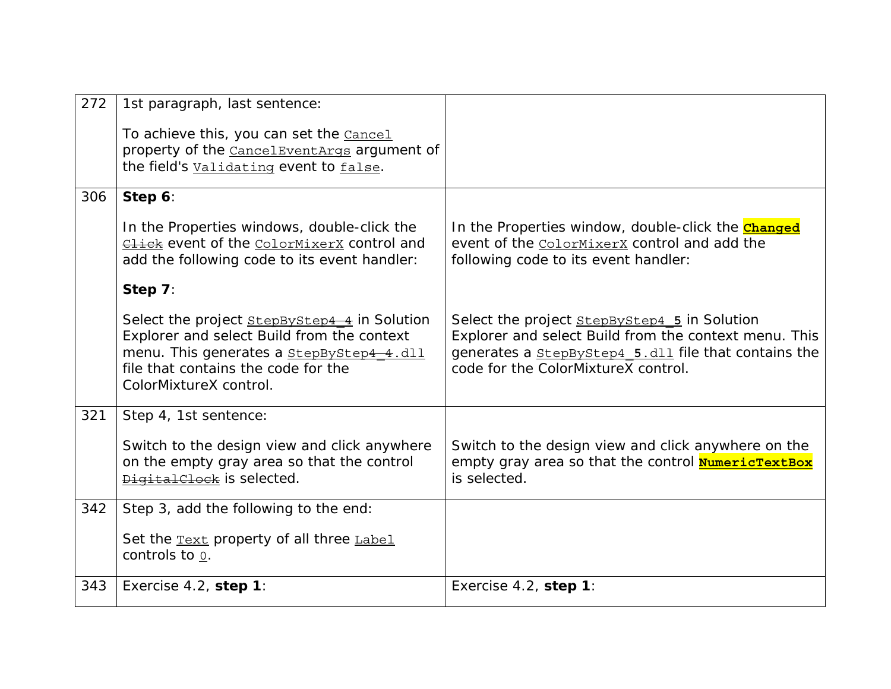| | | |
|---|---|---|
| 272 | 1st paragraph, last sentence:<br><br>To achieve this, you can set the `Cancel` property of the `CancelEventArgs` argument of the field's `Validating` event to `false`. | |
| 306 | **Step 6**:<br><br>In the Properties windows, double-click the ~~`Click`~~ event of the `ColorMixerX` control and add the following code to its event handler:<br><br>**Step 7**:<br><br>Select the project `StepByStep4_4` in Solution Explorer and select Build from the context menu. This generates a `StepByStep4_4.dll` file that contains the code for the ColorMixtureX control. | In the Properties window, double-click the **`Changed`** event of the `ColorMixerX` control and add the following code to its event handler:<br><br>Select the project `StepByStep4_`**`5`** in Solution Explorer and select Build from the context menu. This generates a `StepByStep4_`**`5`**`.dll` file that contains the code for the ColorMixtureX control. |
| 321 | Step 4, 1st sentence:<br><br>Switch to the design view and click anywhere on the empty gray area so that the control ~~`DigitalClock`~~ is selected. | Switch to the design view and click anywhere on the empty gray area so that the control **`NumericTextBox`** is selected. |
| 342 | Step 3, add the following to the end:<br><br>Set the `Text` property of all three `Label` controls to `0`. | |
| 343 | Exercise 4.2, **step 1**: | Exercise 4.2, **step 1**: |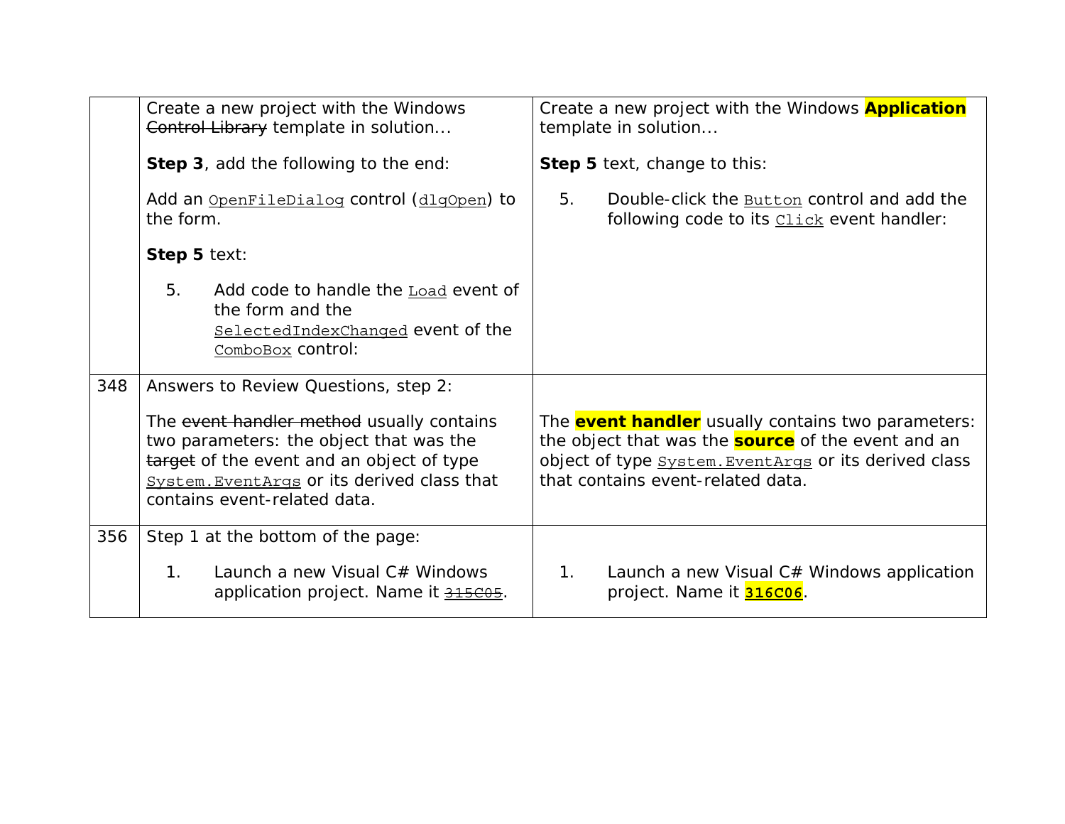| | | |
|---|---|---|
| | Create a new project with the Windows ~~Control Library~~ template in solution…<br><br>**Step 3**, add the following to the end:<br><br>Add an `OpenFileDialog` control (`dlgOpen`) to the form.<br><br>**Step 5** text:<br><br>5. Add code to handle the `Load` event of the form and the `SelectedIndexChanged` event of the `ComboBox` control: | Create a new project with the Windows **Application** template in solution…<br><br>**Step 5** text, change to this:<br><br>5. Double-click the `Button` control and add the following code to its `Click` event handler: |
| 348 | Answers to Review Questions, step 2:<br><br>The ~~event handler method~~ usually contains two parameters: the object that was the ~~target~~ of the event and an object of type `System.EventArgs` or its derived class that contains event-related data. | The **event handler** usually contains two parameters: the object that was the **source** of the event and an object of type `System.EventArgs` or its derived class that contains event-related data. |
| 356 | Step 1 at the bottom of the page:<br><br>1. Launch a new Visual C# Windows application project. Name it ~~`315C05`~~. | 1. Launch a new Visual C# Windows application project. Name it **`316C06`**. |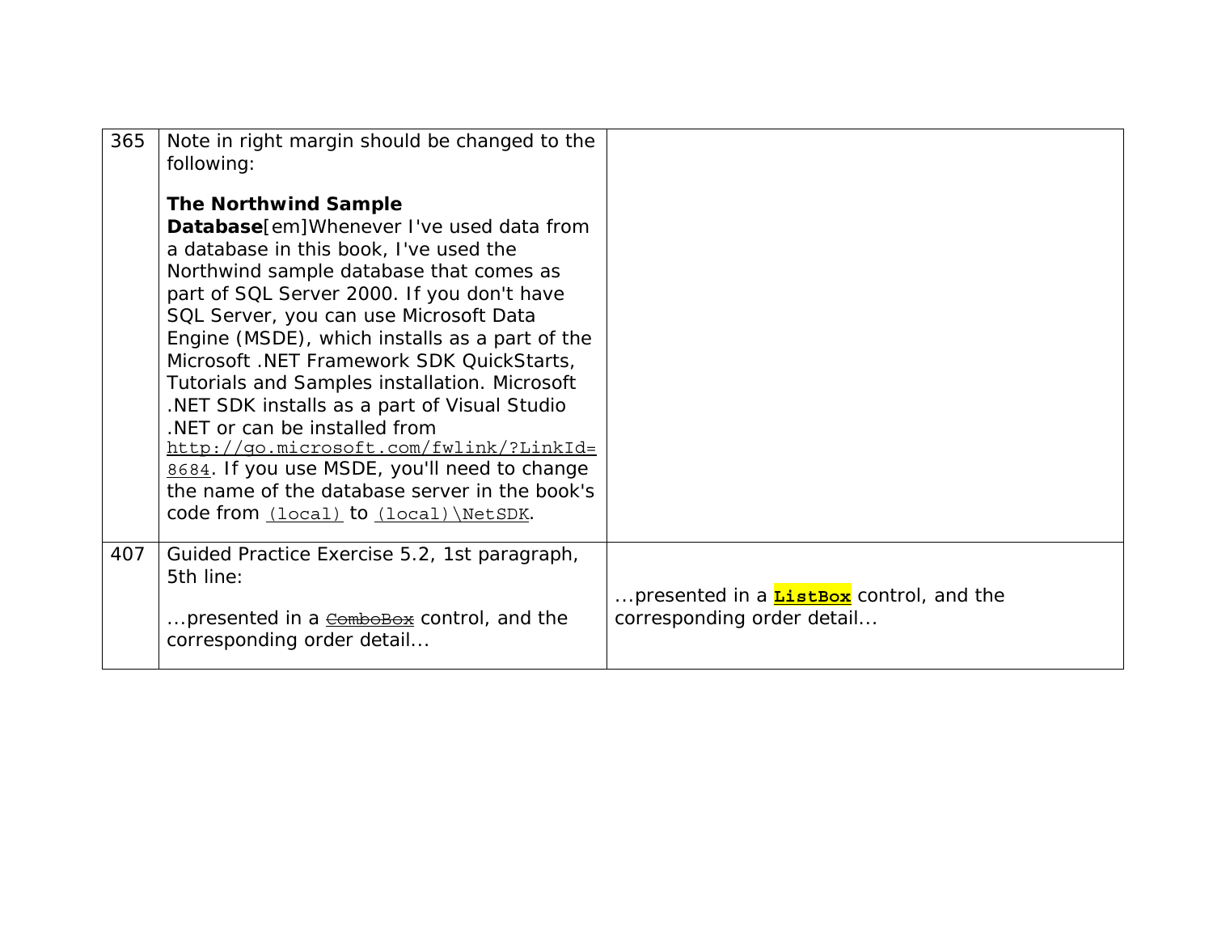| | | |
|---|---|---|
| 365 | Note in right margin should be changed to the following:<br><br>**The Northwind Sample Database**[em]Whenever I've used data from a database in this book, I've used the Northwind sample database that comes as part of SQL Server 2000. If you don't have SQL Server, you can use Microsoft Data Engine (MSDE), which installs as a part of the Microsoft .NET Framework SDK QuickStarts, Tutorials and Samples installation. Microsoft .NET SDK installs as a part of Visual Studio .NET or can be installed from `http://go.microsoft.com/fwlink/?LinkId=8684`. If you use MSDE, you'll need to change the name of the database server in the book's code from `(local)` to `(local)\NetSDK`. | |
| 407 | Guided Practice Exercise 5.2, 1st paragraph, 5th line:<br><br>...presented in a ~~`ComboBox`~~ control, and the corresponding order detail... | ...presented in a **`ListBox`** control, and the corresponding order detail... |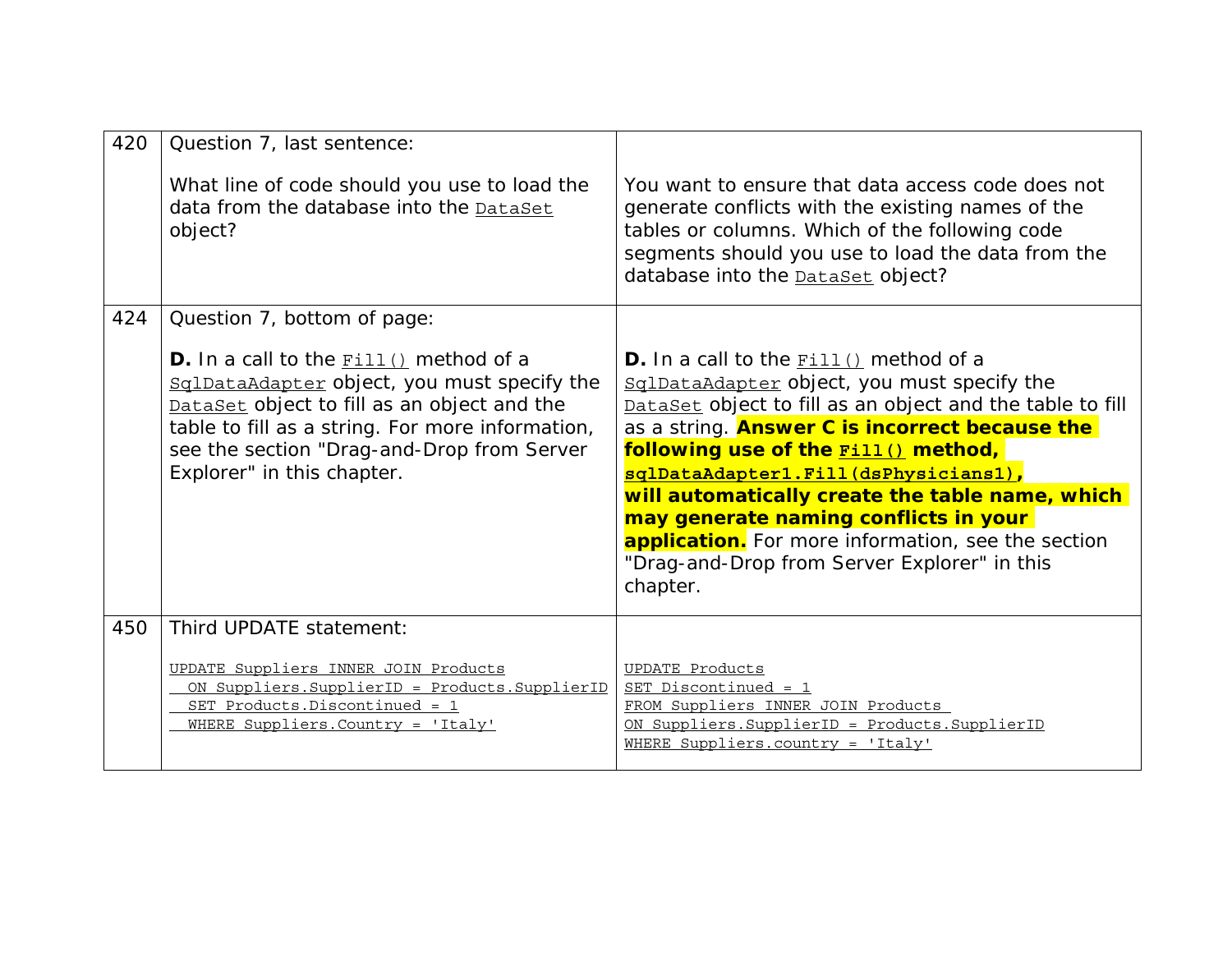| | | |
|---|---|---|
| 420 | Question 7, last sentence:<br><br>What line of code should you use to load the data from the database into the `DataSet` object? | You want to ensure that data access code does not generate conflicts with the existing names of the tables or columns. Which of the following code segments should you use to load the data from the database into the `DataSet` object? |
| 424 | Question 7, bottom of page:<br><br>**D.** In a call to the `Fill()` method of a `SqlDataAdapter` object, you must specify the `DataSet` object to fill as an object and the table to fill as a string. For more information, see the section "Drag-and-Drop from Server Explorer" in this chapter. | **D.** In a call to the `Fill()` method of a `SqlDataAdapter` object, you must specify the `DataSet` object to fill as an object and the table to fill as a string. **Answer C is incorrect because the following use of the `Fill()` method, `sqlDataAdapter1.Fill(dsPhysicians1)`, will automatically create the table name, which may generate naming conflicts in your application.** For more information, see the section "Drag-and-Drop from Server Explorer" in this chapter. |
| 450 | Third UPDATE statement:<br><br>`UPDATE Suppliers INNER JOIN Products`<br>`  ON Suppliers.SupplierID = Products.SupplierID`<br>`  SET Products.Discontinued = 1`<br>`  WHERE Suppliers.Country = 'Italy'` | `UPDATE Products`<br>`SET Discontinued = 1`<br>`FROM Suppliers INNER JOIN Products`<br>`ON Suppliers.SupplierID = Products.SupplierID`<br>`WHERE Suppliers.country = 'Italy'` |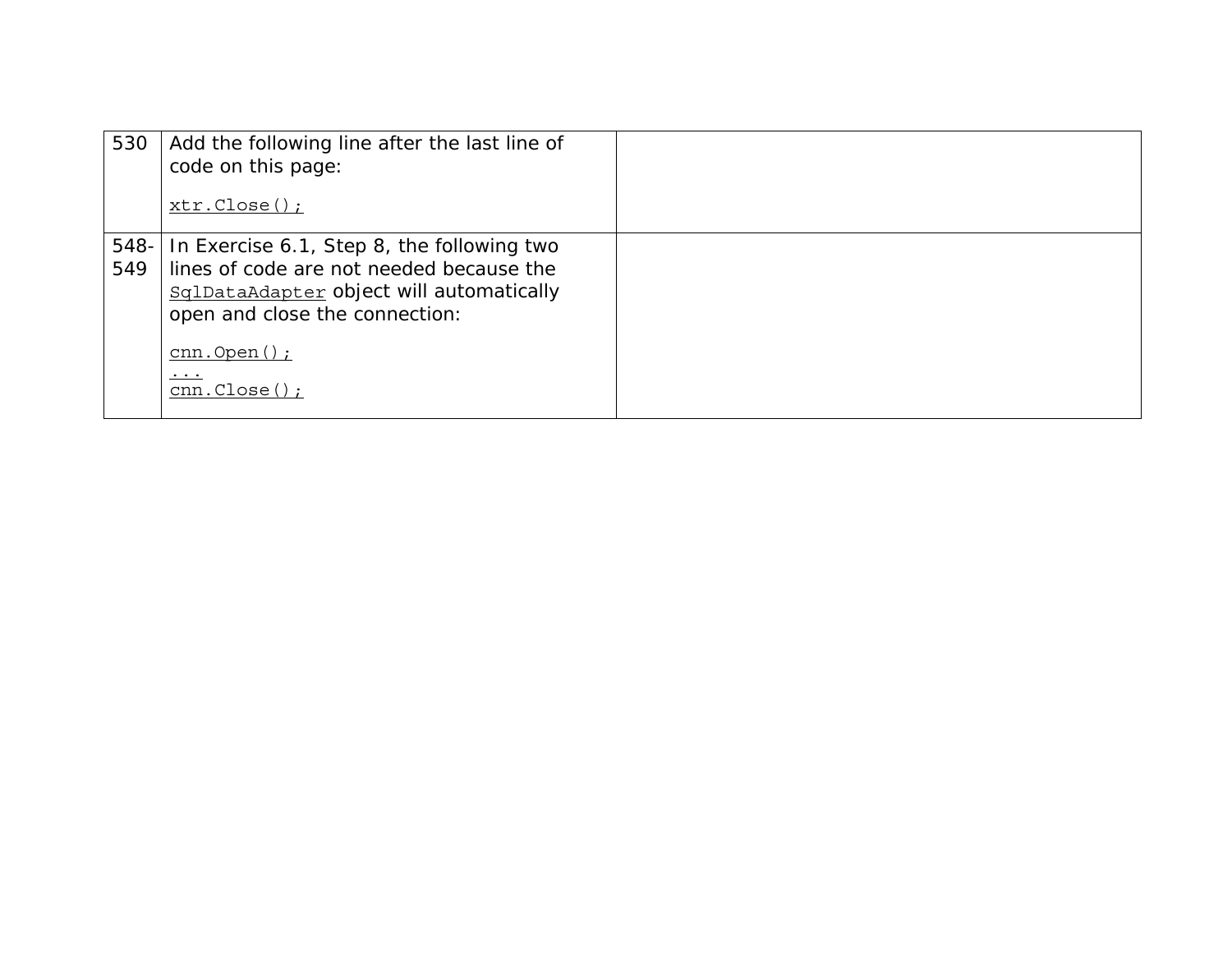| | | |
|---|---|---|
| 530 | Add the following line after the last line of code on this page:<br><br>`xtr.Close();` | |
| 548-549 | In Exercise 6.1, Step 8, the following two lines of code are not needed because the `SqlDataAdapter` object will automatically open and close the connection:<br><br>`cnn.Open();`<br>`...`<br>`cnn.Close();` | |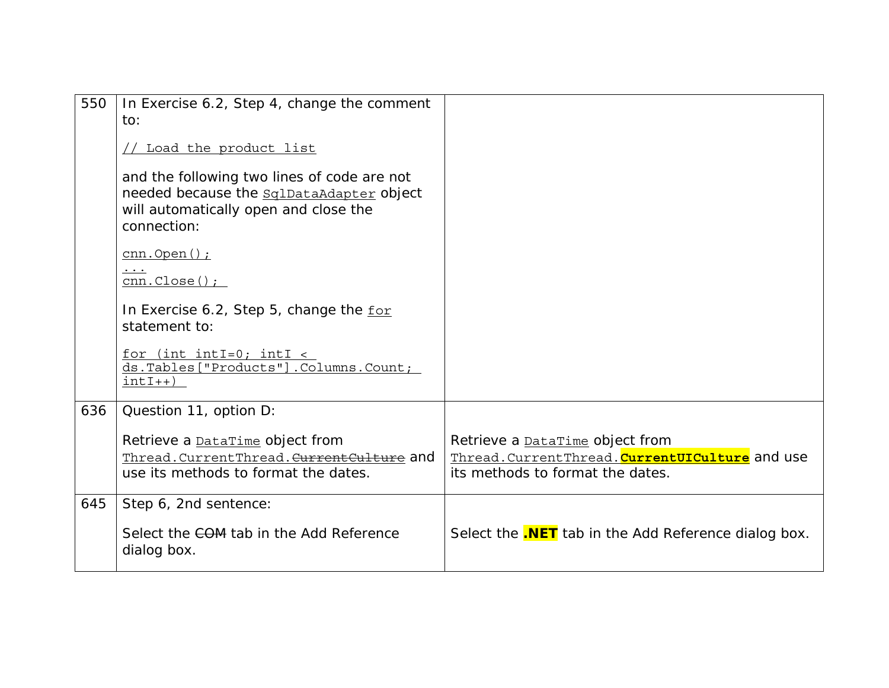| | | |
|---|---|---|
| 550 | In Exercise 6.2, Step 4, change the comment to:<br><br>`// Load the product list`<br><br>and the following two lines of code are not needed because the `SqlDataAdapter` object will automatically open and close the connection:<br><br>`cnn.Open();`<br>`...`<br>`cnn.Close();`<br><br>In Exercise 6.2, Step 5, change the `for` statement to:<br><br>`for (int intI=0; intI < ds.Tables["Products"].Columns.Count; intI++)` | |
| 636 | Question 11, option D:<br><br>Retrieve a `DataTime` object from `Thread.CurrentThread.~~CurrentCulture~~` and use its methods to format the dates. | Retrieve a `DataTime` object from `Thread.CurrentThread.`**`CurrentUICulture`** and use its methods to format the dates. |
| 645 | Step 6, 2nd sentence:<br><br>Select the ~~COM~~ tab in the Add Reference dialog box. | Select the **.NET** tab in the Add Reference dialog box. |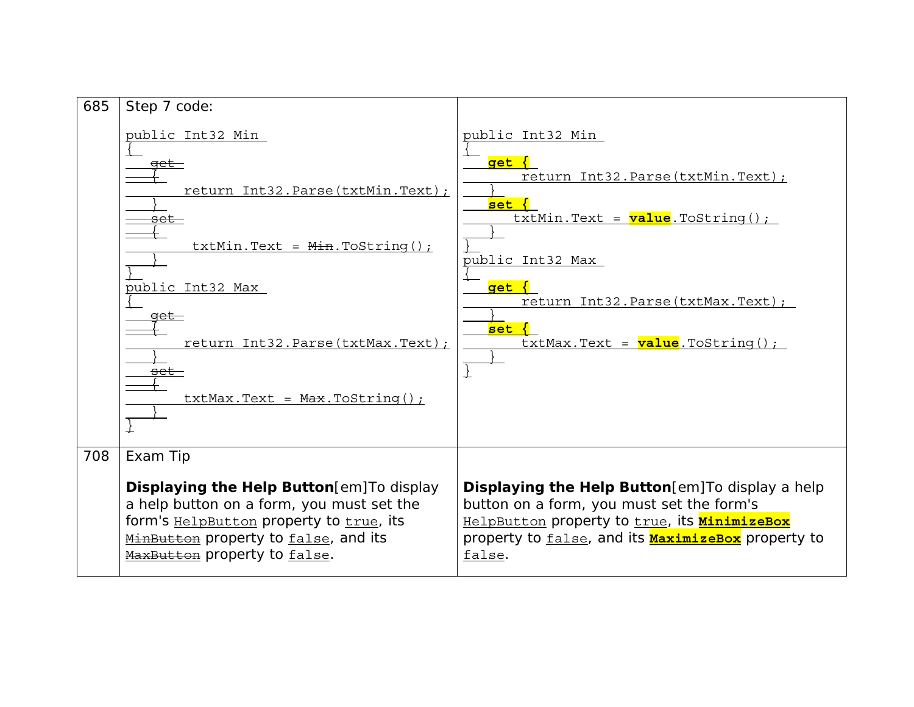| | | |
|---|---|---|
| 685 | Step 7 code:<br><br>`public Int32 Min`<br>`{`<br>`    get`<br>`    {`<br>`        return Int32.Parse(txtMin.Text);`<br>`    }`<br>`    set`<br>`    {`<br>`         txtMin.Text = Min.ToString();`<br>`    }`<br>`}`<br>`public Int32 Max`<br>`{`<br>`    get`<br>`    {`<br>`        return Int32.Parse(txtMax.Text);`<br>`    }`<br>`    set`<br>`    {`<br>`        txtMax.Text = Max.ToString();`<br>`    }`<br>`}` | `public Int32 Min`<br>`{`<br>`    get {`<br>`        return Int32.Parse(txtMin.Text);`<br>`    }`<br>`    set {`<br>`       txtMin.Text = value.ToString();`<br>`    }`<br>`}`<br>`public Int32 Max`<br>`{`<br>`    get {`<br>`        return Int32.Parse(txtMax.Text);`<br>`    }`<br>`    set {`<br>`        txtMax.Text = value.ToString();`<br>`    }`<br>`}` |
| 708 | Exam Tip<br><br>**Displaying the Help Button**[em]To display a help button on a form, you must set the form's `HelpButton` property to `true`, its `MinButton` property to `false`, and its `MaxButton` property to `false`. | **Displaying the Help Button**[em]To display a help button on a form, you must set the form's `HelpButton` property to `true`, its **`MinimizeBox`** property to `false`, and its **`MaximizeBox`** property to `false`. |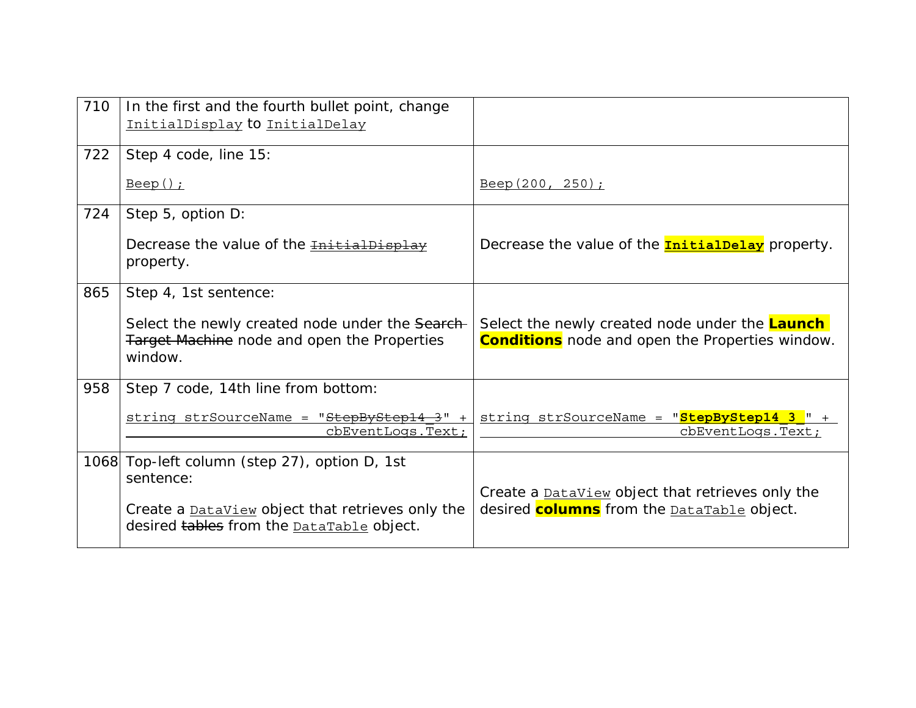| | | |
|---|---|---|
| 710 | In the first and the fourth bullet point, change InitialDisplay to InitialDelay | |
| 722 | Step 4 code, line 15:<br><br>`Beep();` | `Beep(200, 250);` |
| 724 | Step 5, option D:<br><br>Decrease the value of the ~~InitialDisplay~~ property. | Decrease the value of the **InitialDelay** property. |
| 865 | Step 4, 1st sentence:<br><br>Select the newly created node under the ~~Search Target Machine~~ node and open the Properties window. | Select the newly created node under the **Launch Conditions** node and open the Properties window. |
| 958 | Step 7 code, 14th line from bottom:<br><br>`string strSourceName = "`~~StepByStep14_3~~`" + cbEventLogs.Text;` | `string strSourceName = "`**StepByStep14_3_**`" + cbEventLogs.Text;` |
| 1068 | Top-left column (step 27), option D, 1st sentence:<br><br>Create a DataView object that retrieves only the desired ~~tables~~ from the DataTable object. | Create a DataView object that retrieves only the desired **columns** from the DataTable object. |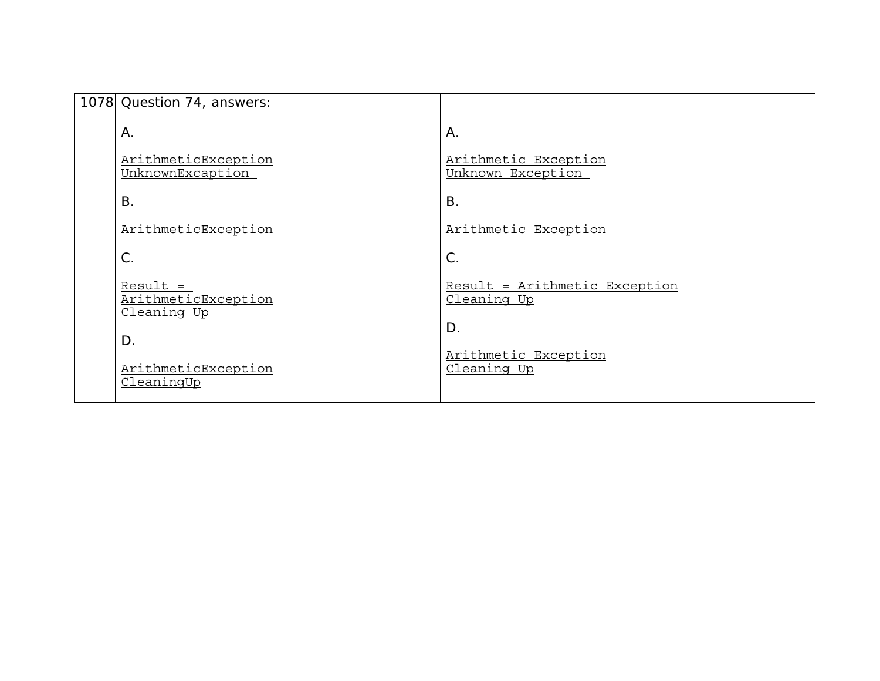| 1078 | Question 74, answers: | |
|---|---|---|
| | A.<br><br><u>ArithmeticException</u><br><u>UnknownExcaption</u><br><br>B.<br><br><u>ArithmeticException</u><br><br>C.<br><br><u>Result =</u><br><u>ArithmeticException</u><br><u>Cleaning Up</u><br><br>D.<br><br><u>ArithmeticException</u><br><u>CleaningUp</u> | A.<br><br><u>Arithmetic Exception</u><br><u>Unknown Exception</u><br><br>B.<br><br><u>Arithmetic Exception</u><br><br>C.<br><br><u>Result = Arithmetic Exception</u><br><u>Cleaning Up</u><br><br>D.<br><br><u>Arithmetic Exception</u><br><u>Cleaning Up</u> |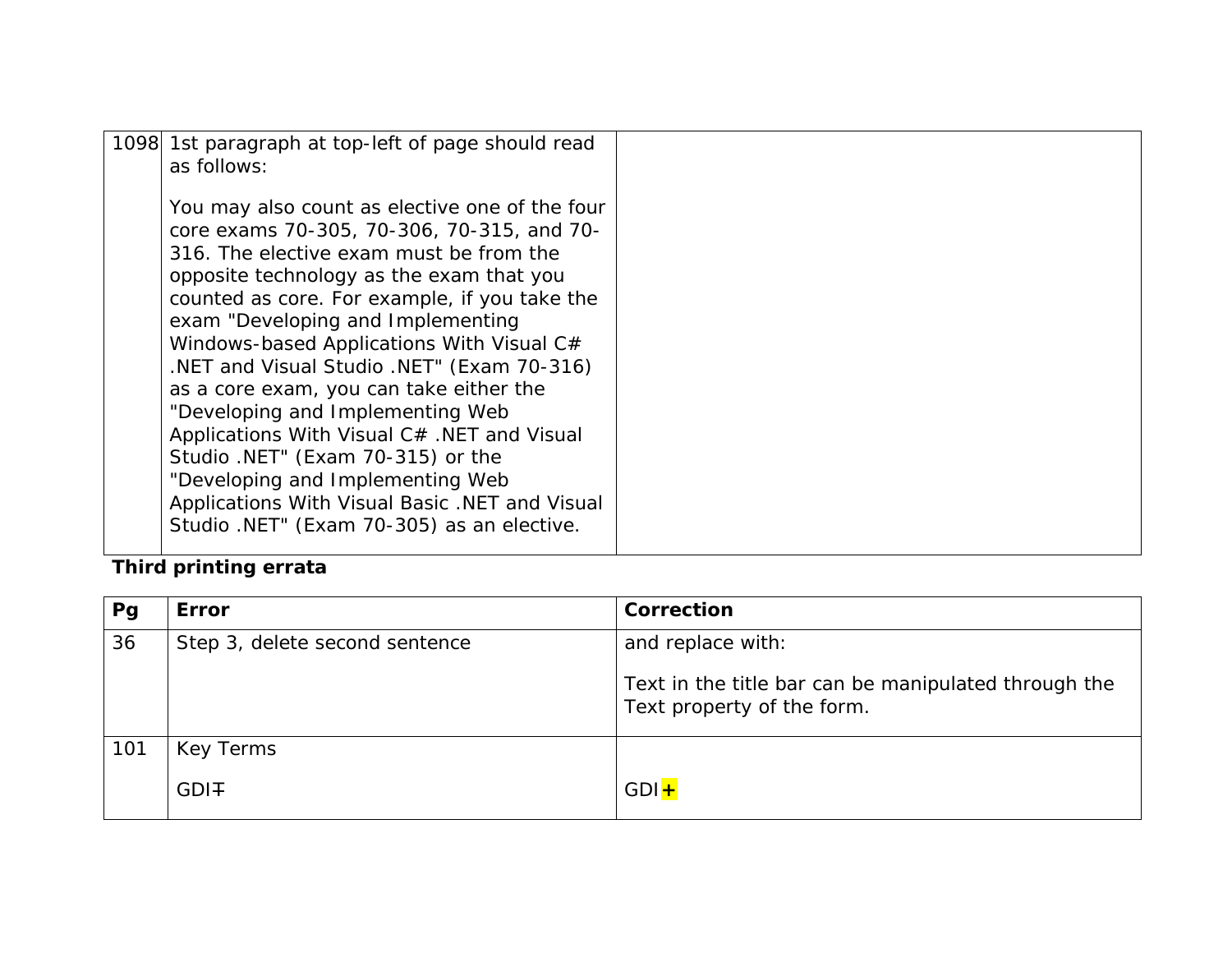| | | |
|---|---|---|
| 1098 | 1st paragraph at top-left of page should read as follows:<br><br>You may also count as elective one of the four core exams 70-305, 70-306, 70-315, and 70-316. The elective exam must be from the opposite technology as the exam that you counted as core. For example, if you take the exam "Developing and Implementing Windows-based Applications With Visual C# .NET and Visual Studio .NET" (Exam 70-316) as a core exam, you can take either the "Developing and Implementing Web Applications With Visual C# .NET and Visual Studio .NET" (Exam 70-315) or the "Developing and Implementing Web Applications With Visual Basic .NET and Visual Studio .NET" (Exam 70-305) as an elective. | |

**Third printing errata**

| Pg | Error | Correction |
|---|---|---|
| 36 | Step 3, delete second sentence | and replace with:<br><br>Text in the title bar can be manipulated through the Text property of the form. |
| 101 | Key Terms<br><br>GDI∓ | <br><br>GDI+ |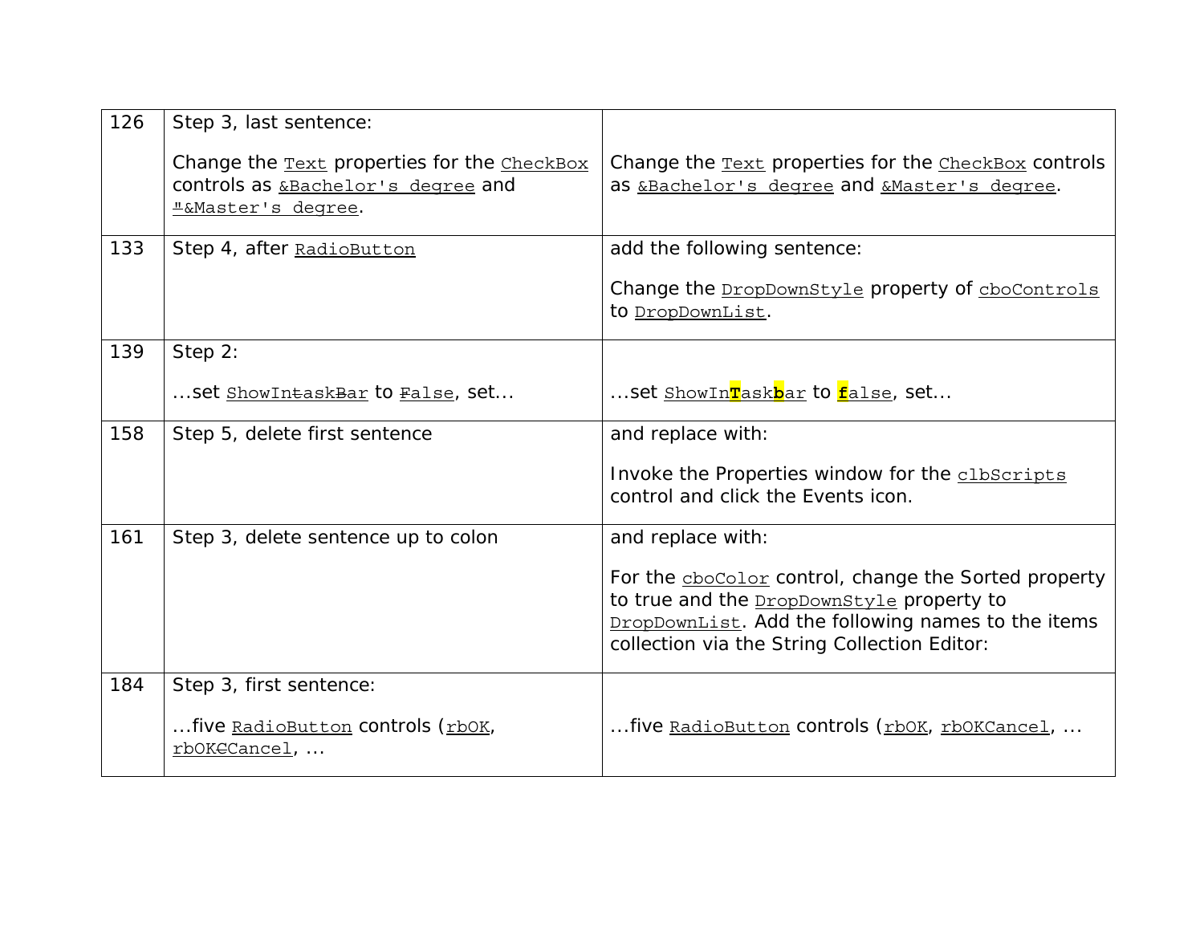| 126 | Step 3, last sentence:<br><br>Change the Text properties for the CheckBox controls as &Bachelor's degree and "&Master's degree. | Change the Text properties for the CheckBox controls as &Bachelor's degree and &Master's degree. |
|---|---|---|
| 133 | Step 4, after RadioButton | add the following sentence:<br><br>Change the DropDownStyle property of cboControls to DropDownList. |
| 139 | Step 2:<br><br>…set ShowIntaskBar to False, set… | …set ShowInTaskbar to false, set… |
| 158 | Step 5, delete first sentence | and replace with:<br><br>Invoke the Properties window for the clbScripts control and click the Events icon. |
| 161 | Step 3, delete sentence up to colon | and replace with:<br><br>For the cboColor control, change the Sorted property to true and the DropDownStyle property to DropDownList. Add the following names to the items collection via the String Collection Editor: |
| 184 | Step 3, first sentence:<br><br>…five RadioButton controls (rbOK, rbOKCCancel, … | …five RadioButton controls (rbOK, rbOKCancel, … |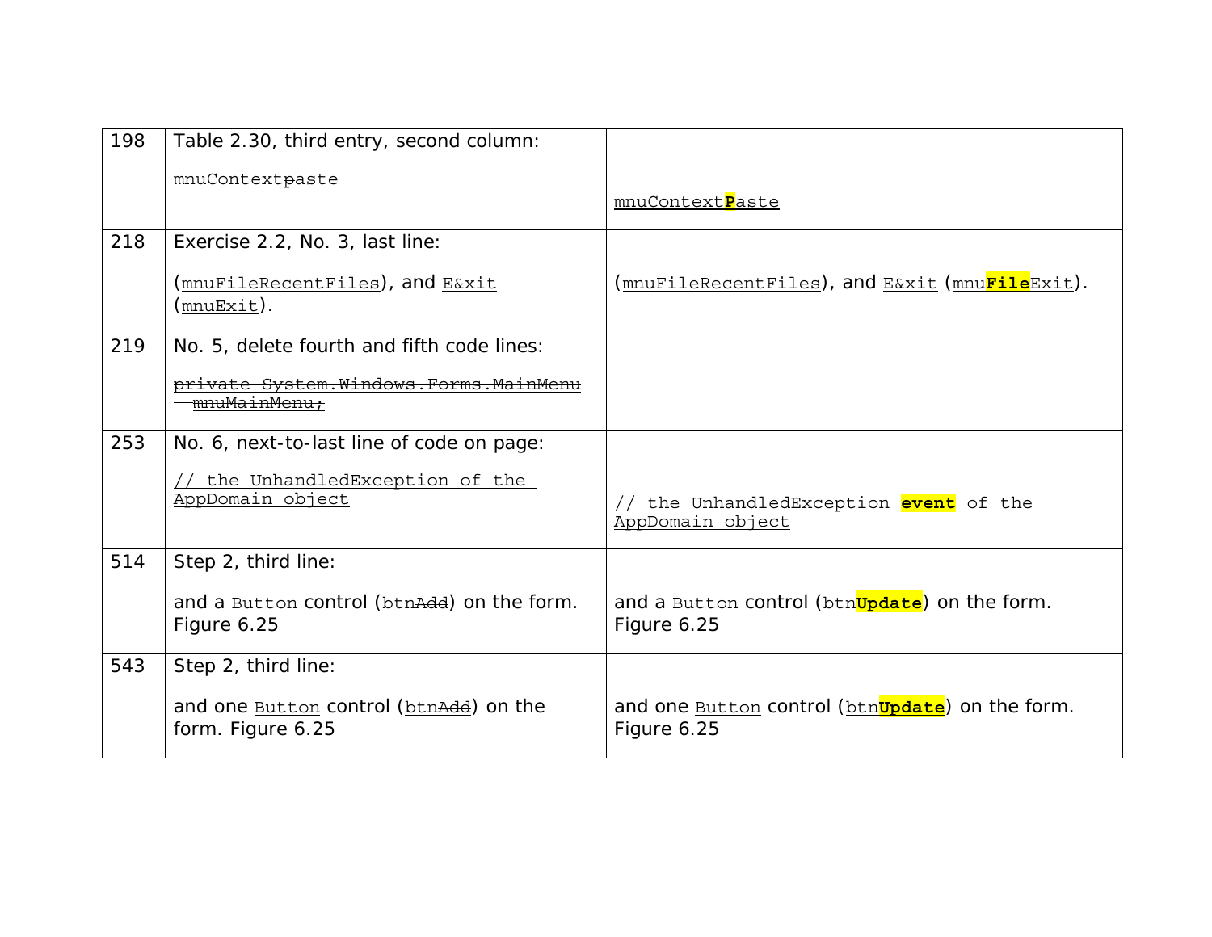| | | |
|---|---|---|
| 198 | Table 2.30, third entry, second column:<br><br>mnuContext~~p~~aste | mnuContext**P**aste |
| 218 | Exercise 2.2, No. 3, last line:<br><br>(mnuFileRecentFiles), and E&xit (mnuExit). | (mnuFileRecentFiles), and E&xit (mnu**File**Exit). |
| 219 | No. 5, delete fourth and fifth code lines:<br><br>~~private System.Windows.Forms.MainMenu mnuMainMenu;~~ | |
| 253 | No. 6, next-to-last line of code on page:<br><br>// the UnhandledException of the AppDomain object | // the UnhandledException **event** of the AppDomain object |
| 514 | Step 2, third line:<br><br>and a Button control (btn~~Add~~) on the form. Figure 6.25 | and a Button control (btn**Update**) on the form. Figure 6.25 |
| 543 | Step 2, third line:<br><br>and one Button control (btn~~Add~~) on the form. Figure 6.25 | and one Button control (btn**Update**) on the form. Figure 6.25 |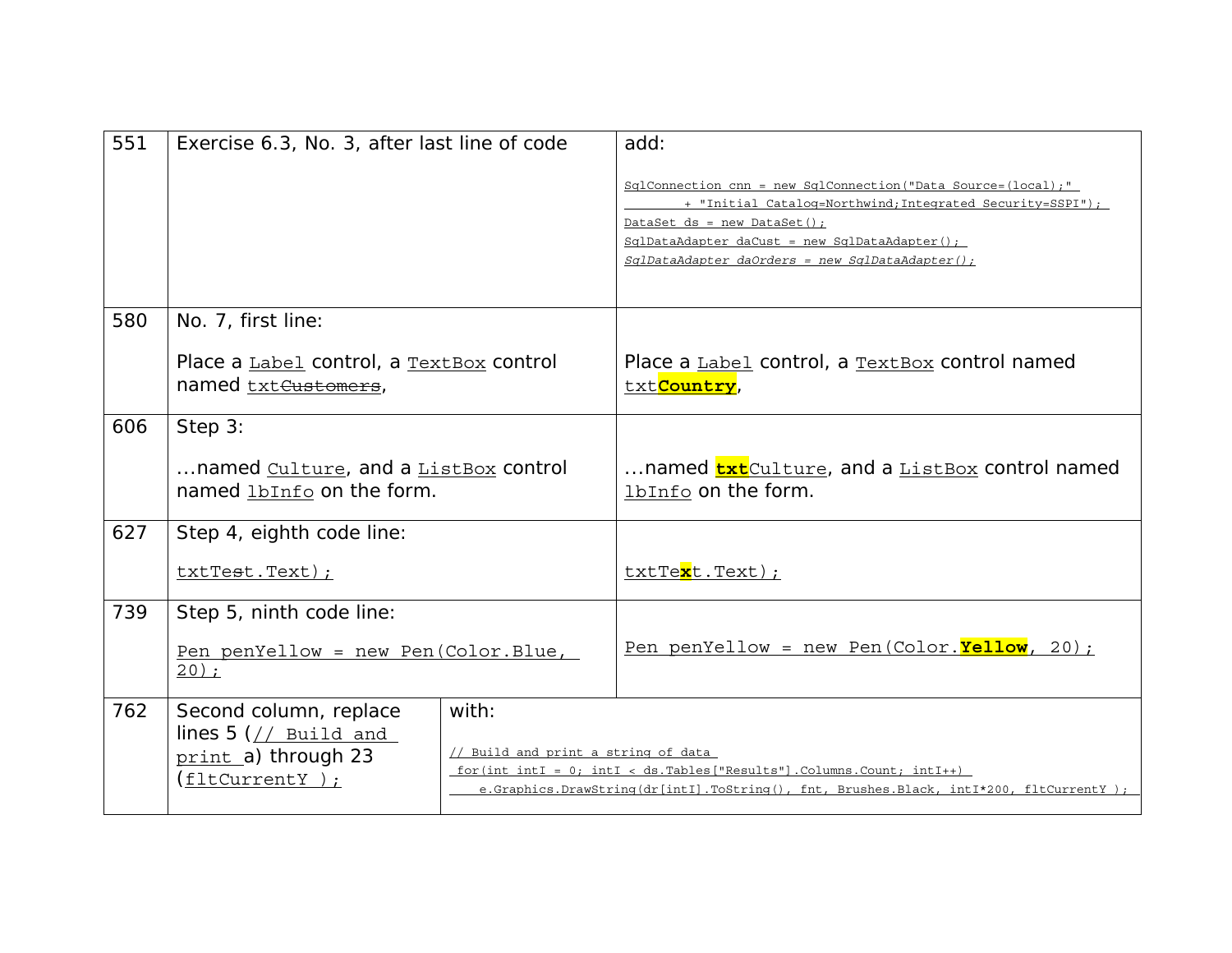| | | |
|---|---|---|
| 551 | Exercise 6.3, No. 3, after last line of code | add:<br><br>`SqlConnection cnn = new SqlConnection("Data Source=(local);"`<br>`        + "Initial Catalog=Northwind;Integrated Security=SSPI");`<br>`DataSet ds = new DataSet();`<br>`SqlDataAdapter daCust = new SqlDataAdapter();`<br>*`SqlDataAdapter daOrders = new SqlDataAdapter();`* |
| 580 | No. 7, first line:<br><br>Place a `Label` control, a `TextBox` control named `txt~~Customers~~`, | Place a `Label` control, a `TextBox` control named `txt`**`Country`**, |
| 606 | Step 3:<br><br>…named `Culture`, and a `ListBox` control named `lbInfo` on the form. | …named **`txt`**`Culture`, and a `ListBox` control named `lbInfo` on the form. |
| 627 | Step 4, eighth code line:<br><br>`txtTe~~s~~t.Text);` | `txtTe`**`x`**`t.Text);` |
| 739 | Step 5, ninth code line:<br><br>`Pen penYellow = new Pen(Color.Blue, 20);` | `Pen penYellow = new Pen(Color.`**`Yellow`**`, 20);` |
| 762 | Second column, replace lines 5 (`// Build and print` a) through 23 (`fltCurrentY );` | with:<br><br>`// Build and print a string of data`<br>` for(int intI = 0; intI < ds.Tables["Results"].Columns.Count; intI++)`<br>`    e.Graphics.DrawString(dr[intI].ToString(), fnt, Brushes.Black, intI*200, fltCurrentY );` |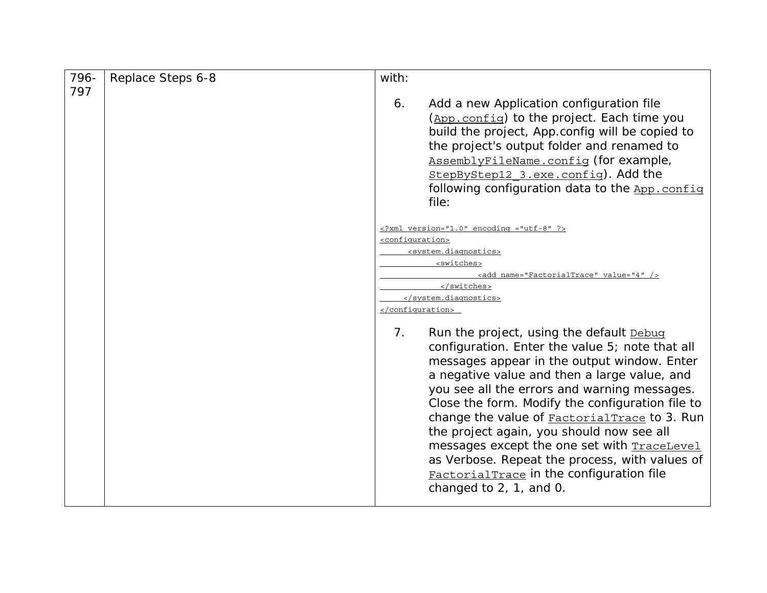| | | |
|---|---|---|
| 796-797 | Replace Steps 6-8 | with:<br><br>6. Add a new Application configuration file (App.config) to the project. Each time you build the project, App.config will be copied to the project's output folder and renamed to AssemblyFileName.config (for example, StepByStep12_3.exe.config). Add the following configuration data to the App.config file:<br><br>`<?xml version="1.0" encoding ="utf-8" ?>`<br>`<configuration>`<br>`<system.diagnostics>`<br>`<switches>`<br>`<add name="FactorialTrace" value="4" />`<br>`</switches>`<br>`</system.diagnostics>`<br>`</configuration>`<br><br>7. Run the project, using the default Debug configuration. Enter the value 5; note that all messages appear in the output window. Enter a negative value and then a large value, and you see all the errors and warning messages. Close the form. Modify the configuration file to change the value of FactorialTrace to 3. Run the project again, you should now see all messages except the one set with TraceLevel as Verbose. Repeat the process, with values of FactorialTrace in the configuration file changed to 2, 1, and 0. |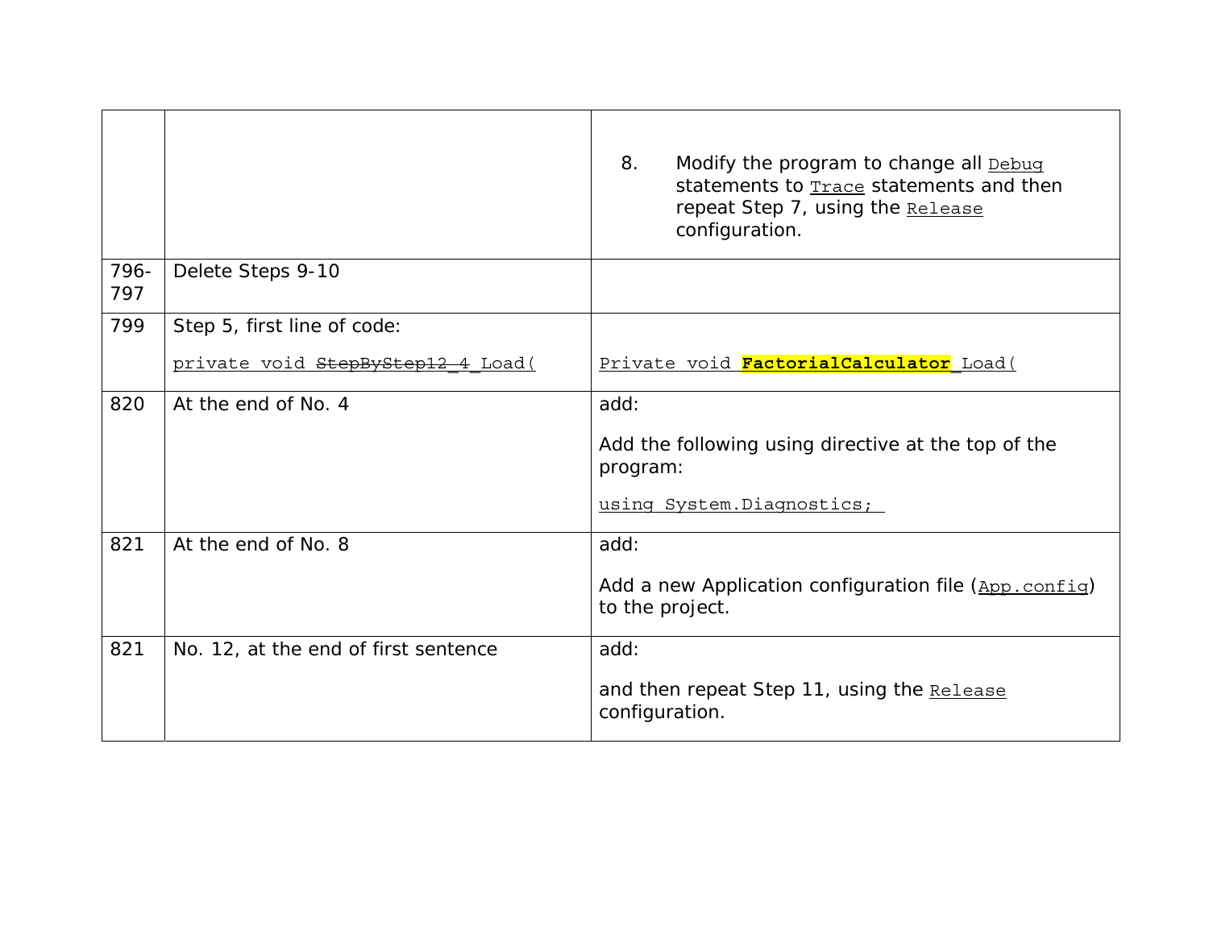| | | |
|---|---|---|
| | | 8. Modify the program to change all Debug statements to Trace statements and then repeat Step 7, using the Release configuration. |
| 796-797 | Delete Steps 9-10 | |
| 799 | Step 5, first line of code:<br><br>private void ~~StepByStep12_4~~_Load( | Private void **FactorialCalculator**_Load( |
| 820 | At the end of No. 4 | add:<br><br>Add the following using directive at the top of the program:<br><br>using System.Diagnostics; |
| 821 | At the end of No. 8 | add:<br><br>Add a new Application configuration file (App.config) to the project. |
| 821 | No. 12, at the end of first sentence | add:<br><br>and then repeat Step 11, using the Release configuration. |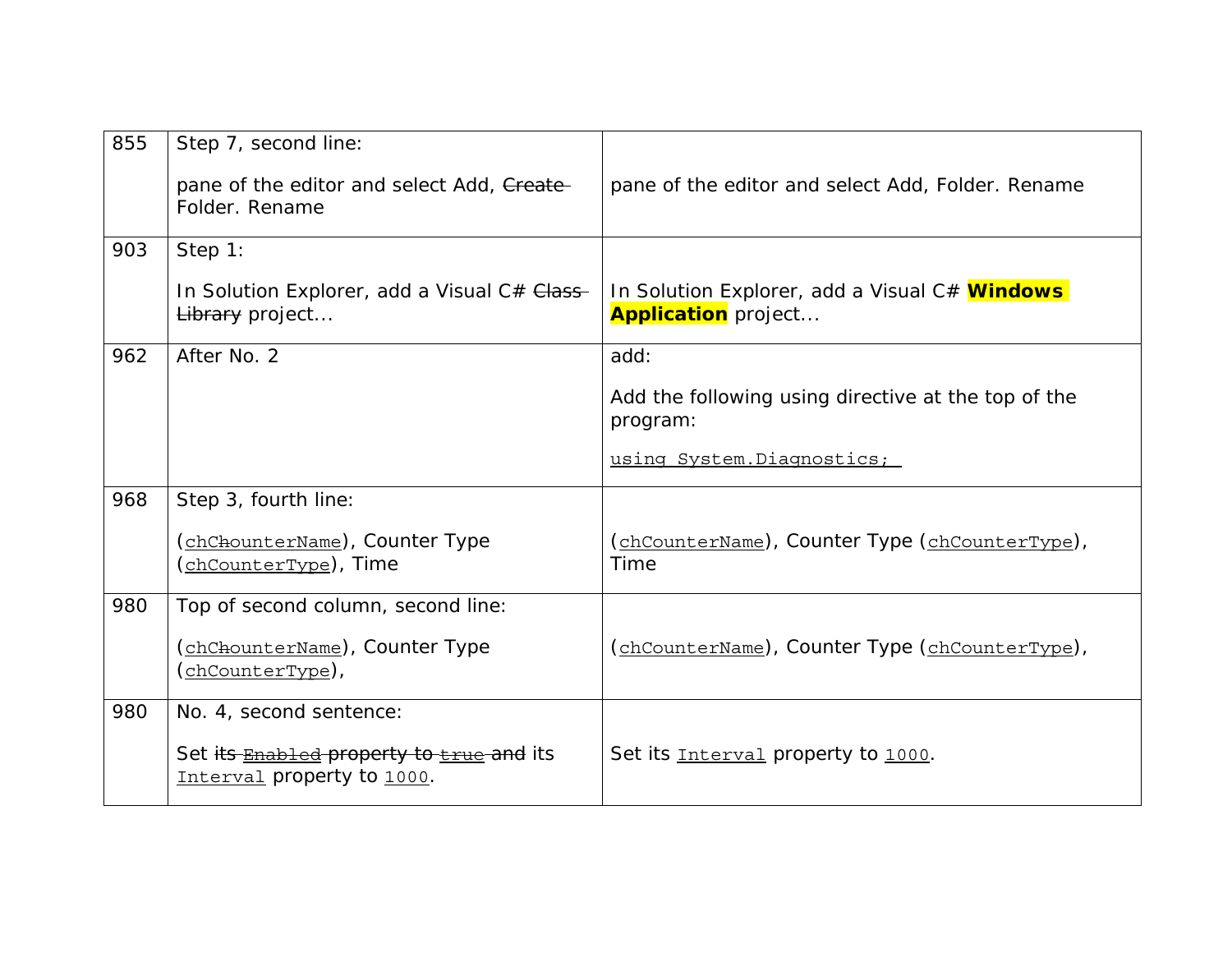| | | |
|---|---|---|
| 855 | Step 7, second line:<br><br>pane of the editor and select Add, ~~Create~~ Folder. Rename | pane of the editor and select Add, Folder. Rename |
| 903 | Step 1:<br><br>In Solution Explorer, add a Visual C# ~~Class Library~~ project... | In Solution Explorer, add a Visual C# **Windows Application** project... |
| 962 | After No. 2 | add:<br><br>Add the following using directive at the top of the program:<br><br>`using System.Diagnostics;` |
| 968 | Step 3, fourth line:<br><br>(`chC~~h~~ounterName`), Counter Type (`chCounterType`), Time | (`chCounterName`), Counter Type (`chCounterType`), Time |
| 980 | Top of second column, second line:<br><br>(`chC~~h~~ounterName`), Counter Type (`chCounterType`), | (`chCounterName`), Counter Type (`chCounterType`), |
| 980 | No. 4, second sentence:<br><br>Set ~~its `Enabled` property to `true` and~~ its `Interval` property to `1000`. | Set its `Interval` property to `1000`. |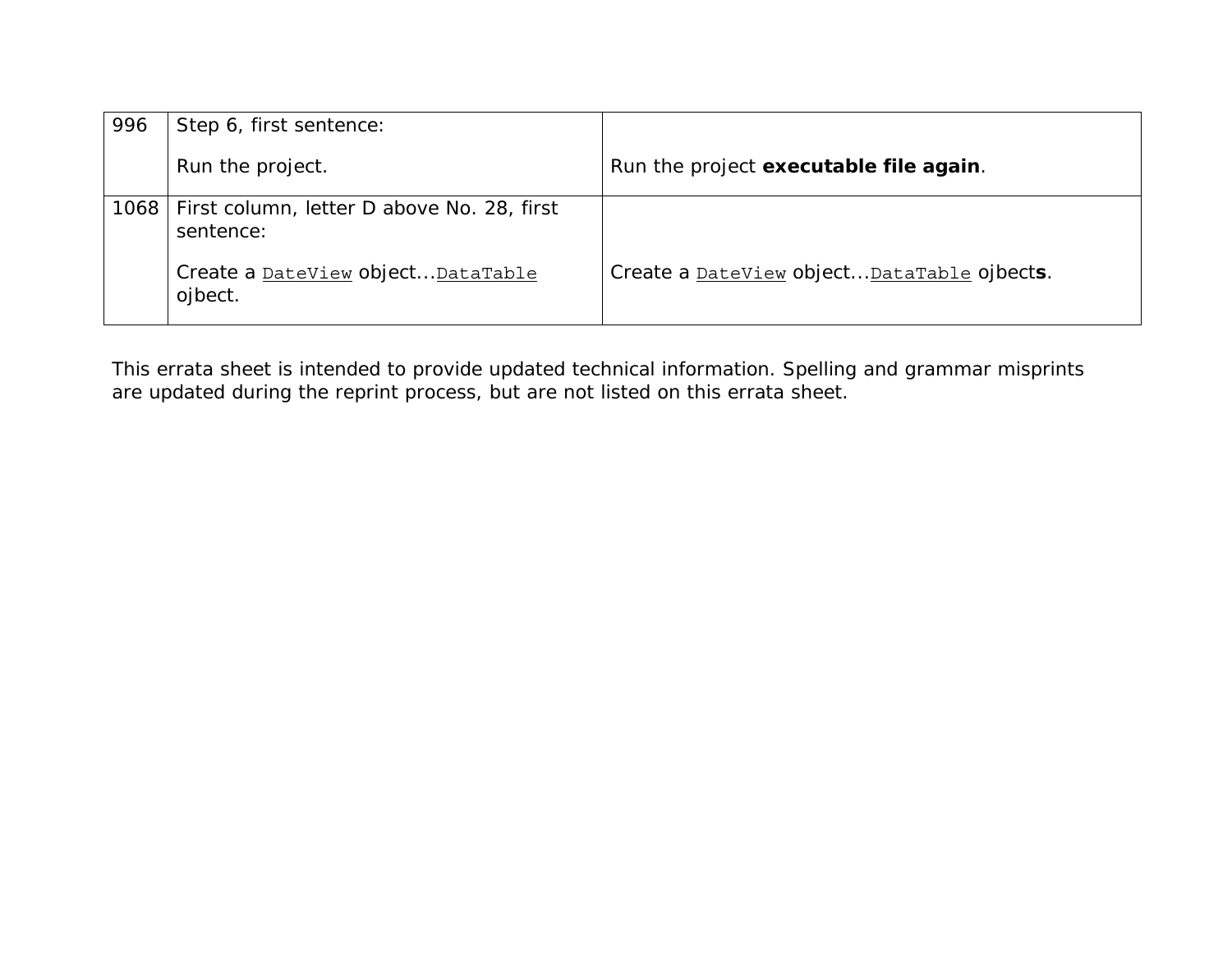| | | |
|---|---|---|
| 996 | Step 6, first sentence:<br><br>Run the project. | Run the project **executable file again**. |
| 1068 | First column, letter D above No. 28, first sentence:<br><br>Create a `DateView` object…`DataTable` ojbect. | Create a `DateView` object…`DataTable` ojbect**s**. |

This errata sheet is intended to provide updated technical information. Spelling and grammar misprints are updated during the reprint process, but are not listed on this errata sheet.